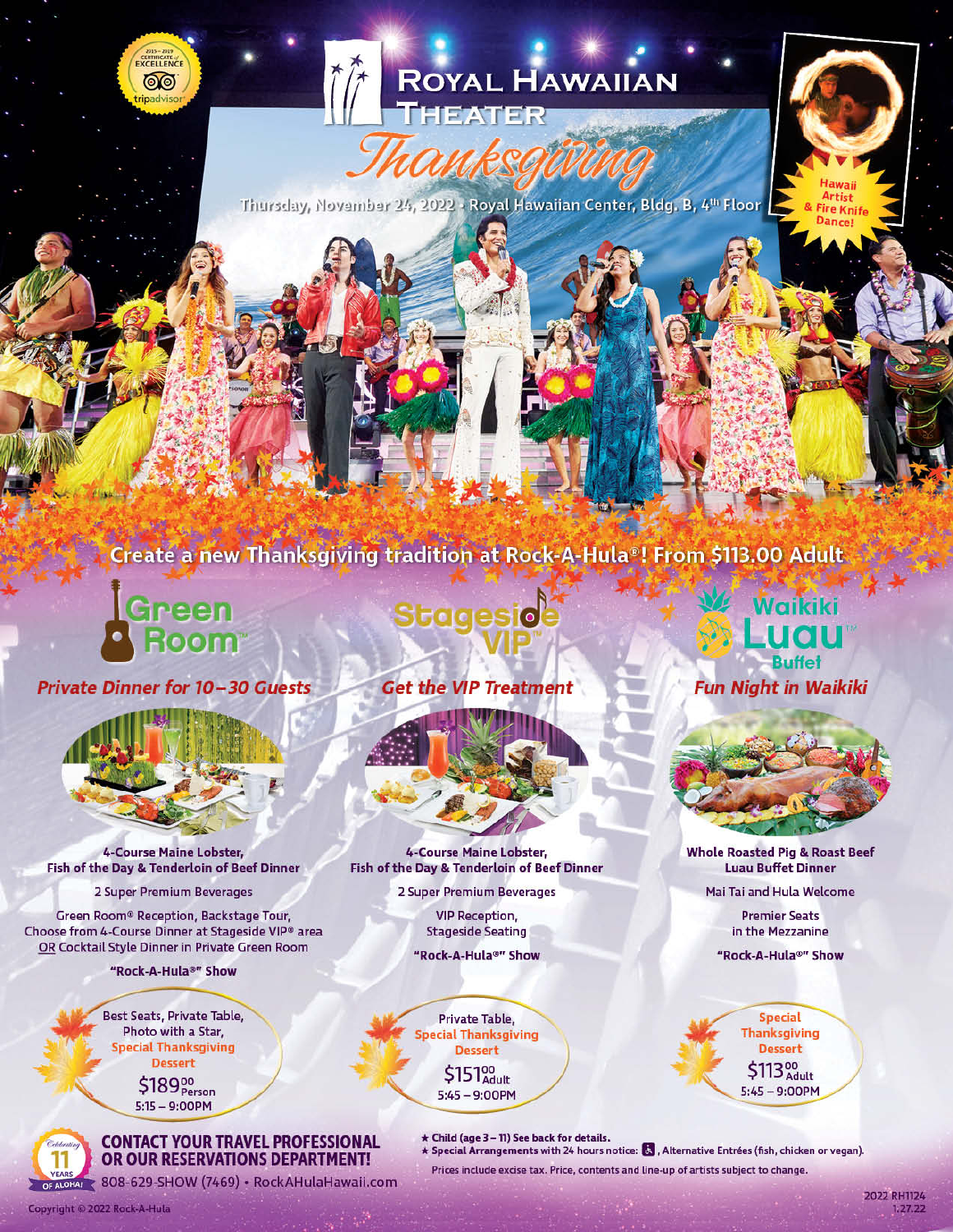# Royal Hawaiian Theater

## Thanksgiving

Thursday, November 24, 2022 • Royal Hawaiian Center, Bldg. B, 4th Floor

2015–2019 Certificate of Excellence tripadvisor

Hawaii Artist & Fire Knife Dance!

**Create a new Thanksgiving tradition at Rock-A-Hula®! From $113.00 Adult**

## Green Room™

*Private Dinner for 10–30 Guests*

**4-Course Maine Lobster, Fish of the Day & Tenderloin of Beef Dinner**

2 Super Premium Beverages

Green Room® Reception, Backstage Tour, Choose from 4-Course Dinner at Stageside VIP® area OR Cocktail Style Dinner in Private Green Room

**"Rock-A-Hula®" Show**

Best Seats, Private Table, Photo with a Star, Special Thanksgiving Dessert

$189.00 Person

5:15 – 9:00PM

## Stageside VIP™

*Get the VIP Treatment*

**4-Course Maine Lobster, Fish of the Day & Tenderloin of Beef Dinner**

2 Super Premium Beverages

VIP Reception, Stageside Seating

**"Rock-A-Hula®" Show**

Private Table, Special Thanksgiving Dessert

$151.00 Adult

5:45 – 9:00PM

## Waikiki Luau™ Buffet

*Fun Night in Waikiki*

**Whole Roasted Pig & Roast Beef Luau Buffet Dinner**

Mai Tai and Hula Welcome

Premier Seats in the Mezzanine

**"Rock-A-Hula®" Show**

Special Thanksgiving Dessert

$113.00 Adult

5:45 – 9:00PM

Celebrating 11 Years of Aloha

**CONTACT YOUR TRAVEL PROFESSIONAL OR OUR RESERVATIONS DEPARTMENT!**

808-629-SHOW (7469) • RockAHulaHawaii.com

★ Child (age 3 – 11) See back for details.
★ Special Arrangements with 24 hours notice: ♿, Alternative Entrées (fish, chicken or vegan).

Prices include excise tax. Price, contents and line-up of artists subject to change.

Copyright © 2022 Rock-A-Hula

2022 RH1124 1.27.22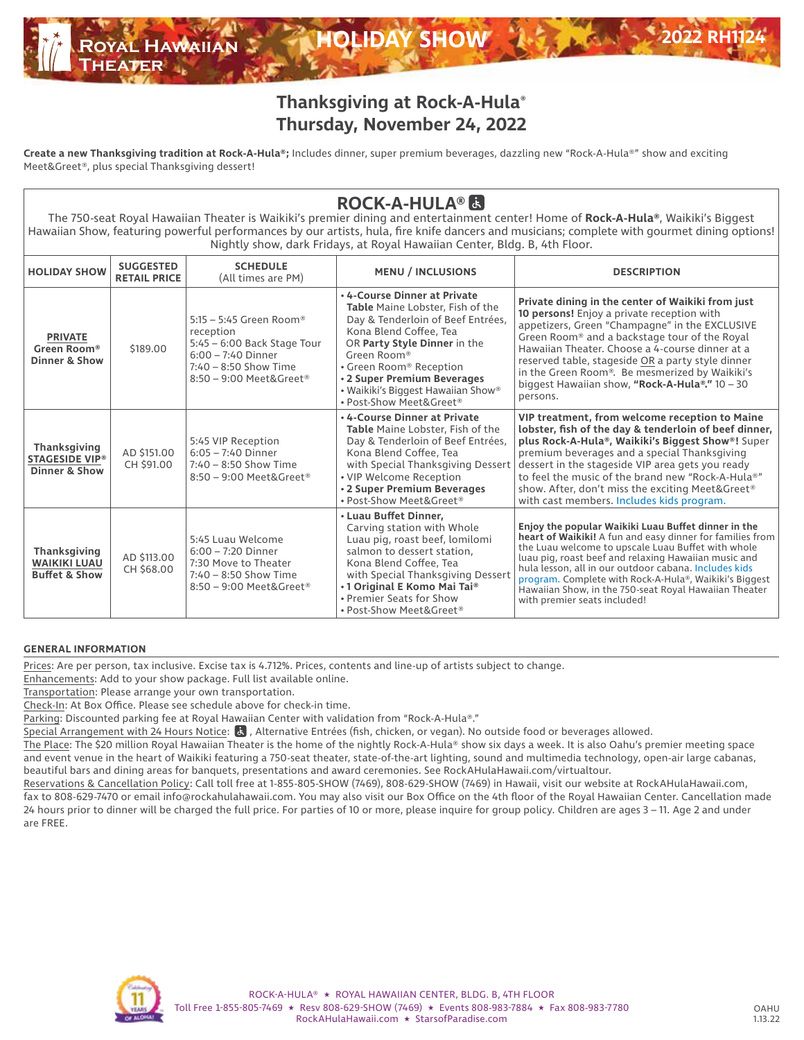ROYAL HAWAIIAN THEATER

# HOLIDAY SHOW

2022 RH1124

## Thanksgiving at Rock-A-Hula®
## Thursday, November 24, 2022

**Create a new Thanksgiving tradition at Rock-A-Hula®;** Includes dinner, super premium beverages, dazzling new "Rock-A-Hula®" show and exciting Meet&Greet®, plus special Thanksgiving dessert!

## ROCK-A-HULA® ♿

The 750-seat Royal Hawaiian Theater is Waikiki's premier dining and entertainment center! Home of **Rock-A-Hula®**, Waikiki's Biggest Hawaiian Show, featuring powerful performances by our artists, hula, fire knife dancers and musicians; complete with gourmet dining options! Nightly show, dark Fridays, at Royal Hawaiian Center, Bldg. B, 4th Floor.

| HOLIDAY SHOW | SUGGESTED RETAIL PRICE | SCHEDULE (All times are PM) | MENU / INCLUSIONS | DESCRIPTION |
|---|---|---|---|---|
| **PRIVATE Green Room® Dinner & Show** | $189.00 | 5:15 – 5:45 Green Room® reception<br>5:45 – 6:00 Back Stage Tour<br>6:00 – 7:40 Dinner<br>7:40 – 8:50 Show Time<br>8:50 – 9:00 Meet&Greet® | • **4-Course Dinner at Private Table** Maine Lobster, Fish of the Day & Tenderloin of Beef Entrées, Kona Blend Coffee, Tea OR **Party Style Dinner** in the Green Room®<br>• Green Room® Reception<br>• **2 Super Premium Beverages**<br>• Waikiki's Biggest Hawaiian Show®<br>• Post-Show Meet&Greet® | **Private dining in the center of Waikiki from just 10 persons!** Enjoy a private reception with appetizers, Green "Champagne" in the EXCLUSIVE Green Room® and a backstage tour of the Royal Hawaiian Theater. Choose a 4-course dinner at a reserved table, stageside OR a party style dinner in the Green Room®. Be mesmerized by Waikiki's biggest Hawaiian show, **"Rock-A-Hula®."** 10 – 30 persons. |
| **Thanksgiving STAGESIDE VIP® Dinner & Show** | AD $151.00<br>CH $91.00 | 5:45 VIP Reception<br>6:05 – 7:40 Dinner<br>7:40 – 8:50 Show Time<br>8:50 – 9:00 Meet&Greet® | • **4-Course Dinner at Private Table** Maine Lobster, Fish of the Day & Tenderloin of Beef Entrées, Kona Blend Coffee, Tea with Special Thanksgiving Dessert<br>• VIP Welcome Reception<br>• **2 Super Premium Beverages**<br>• Post-Show Meet&Greet® | **VIP treatment, from welcome reception to Maine lobster, fish of the day & tenderloin of beef dinner, plus Rock-A-Hula®, Waikiki's Biggest Show®!** Super premium beverages and a special Thanksgiving dessert in the stageside VIP area gets you ready to feel the music of the brand new "Rock-A-Hula®" show. After, don't miss the exciting Meet&Greet® with cast members. Includes kids program. |
| **Thanksgiving WAIKIKI LUAU Buffet & Show** | AD $113.00<br>CH $68.00 | 5:45 Luau Welcome<br>6:00 – 7:20 Dinner<br>7:30 Move to Theater<br>7:40 – 8:50 Show Time<br>8:50 – 9:00 Meet&Greet® | • **Luau Buffet Dinner,** Carving station with Whole Luau pig, roast beef, lomilomi salmon to dessert station, Kona Blend Coffee, Tea with Special Thanksgiving Dessert<br>• **1 Original E Komo Mai Tai®**<br>• Premier Seats for Show<br>• Post-Show Meet&Greet® | **Enjoy the popular Waikiki Luau Buffet dinner in the heart of Waikiki!** A fun and easy dinner for families from the Luau welcome to upscale Luau Buffet with whole luau pig, roast beef and relaxing Hawaiian music and hula lesson, all in our outdoor cabana. Includes kids program. Complete with Rock-A-Hula®, Waikiki's Biggest Hawaiian Show, in the 750-seat Royal Hawaiian Theater with premier seats included! |

### GENERAL INFORMATION

Prices: Are per person, tax inclusive. Excise tax is 4.712%. Prices, contents and line-up of artists subject to change.
Enhancements: Add to your show package. Full list available online.
Transportation: Please arrange your own transportation.
Check-In: At Box Office. Please see schedule above for check-in time.
Parking: Discounted parking fee at Royal Hawaiian Center with validation from "Rock-A-Hula®."
Special Arrangement with 24 Hours Notice: ♿, Alternative Entrées (fish, chicken, or vegan). No outside food or beverages allowed.
The Place: The $20 million Royal Hawaiian Theater is the home of the nightly Rock-A-Hula® show six days a week. It is also Oahu's premier meeting space and event venue in the heart of Waikiki featuring a 750-seat theater, state-of-the-art lighting, sound and multimedia technology, open-air large cabanas, beautiful bars and dining areas for banquets, presentations and award ceremonies. See RockAHulaHawaii.com/virtualtour.
Reservations & Cancellation Policy: Call toll free at 1-855-805-SHOW (7469), 808-629-SHOW (7469) in Hawaii, visit our website at RockAHulaHawaii.com, fax to 808-629-7470 or email info@rockahulahawaii.com. You may also visit our Box Office on the 4th floor of the Royal Hawaiian Center. Cancellation made 24 hours prior to dinner will be charged the full price. For parties of 10 or more, please inquire for group policy. Children are ages 3 – 11. Age 2 and under are FREE.

Celebrating 11 YEARS OF ALOHA!

ROCK-A-HULA® ★ ROYAL HAWAIIAN CENTER, BLDG. B, 4TH FLOOR
Toll Free 1-855-805-7469 ★ Resv 808-629-SHOW (7469) ★ Events 808-983-7884 ★ Fax 808-983-7780
RockAHulaHawaii.com ★ StarsofParadise.com

OAHU
1.13.22